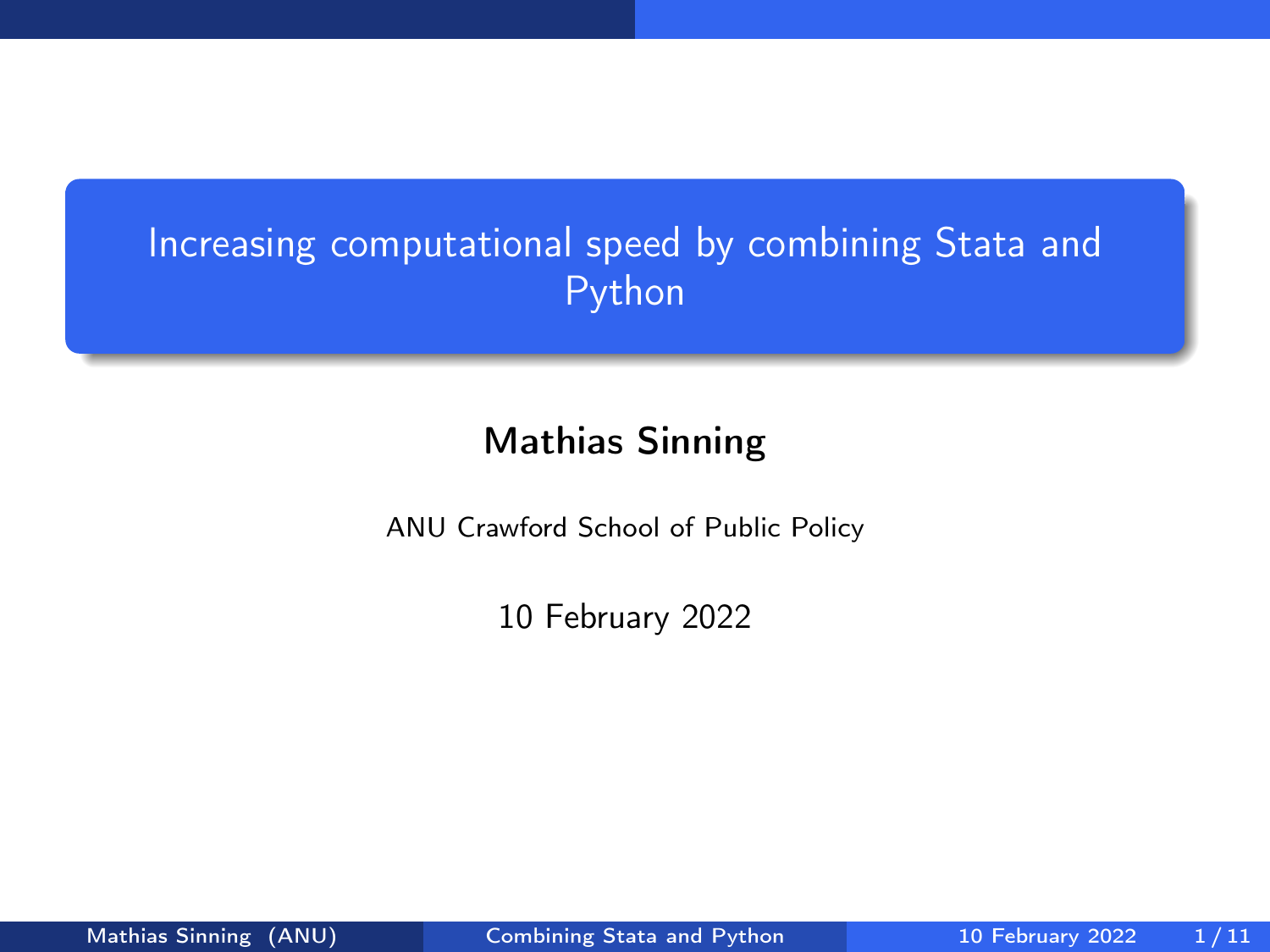# Increasing computational speed by combining Stata and Python

**Mathias Sinning**

ANU Crawford School of Public Policy

10 February 2022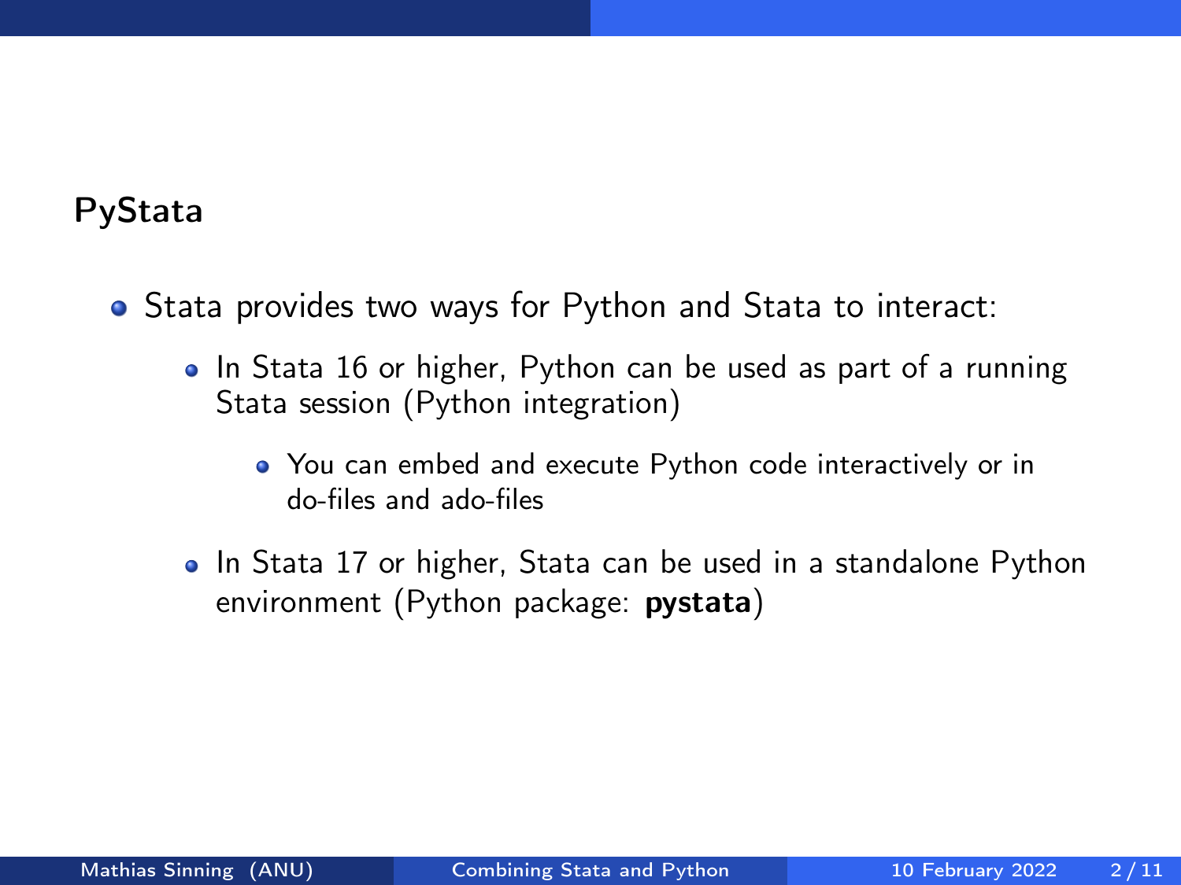## PyStata

- Stata provides two ways for Python and Stata to interact:
  - In Stata 16 or higher, Python can be used as part of a running Stata session (Python integration)
    - You can embed and execute Python code interactively or in do-files and ado-files
  - In Stata 17 or higher, Stata can be used in a standalone Python environment (Python package: **pystata**)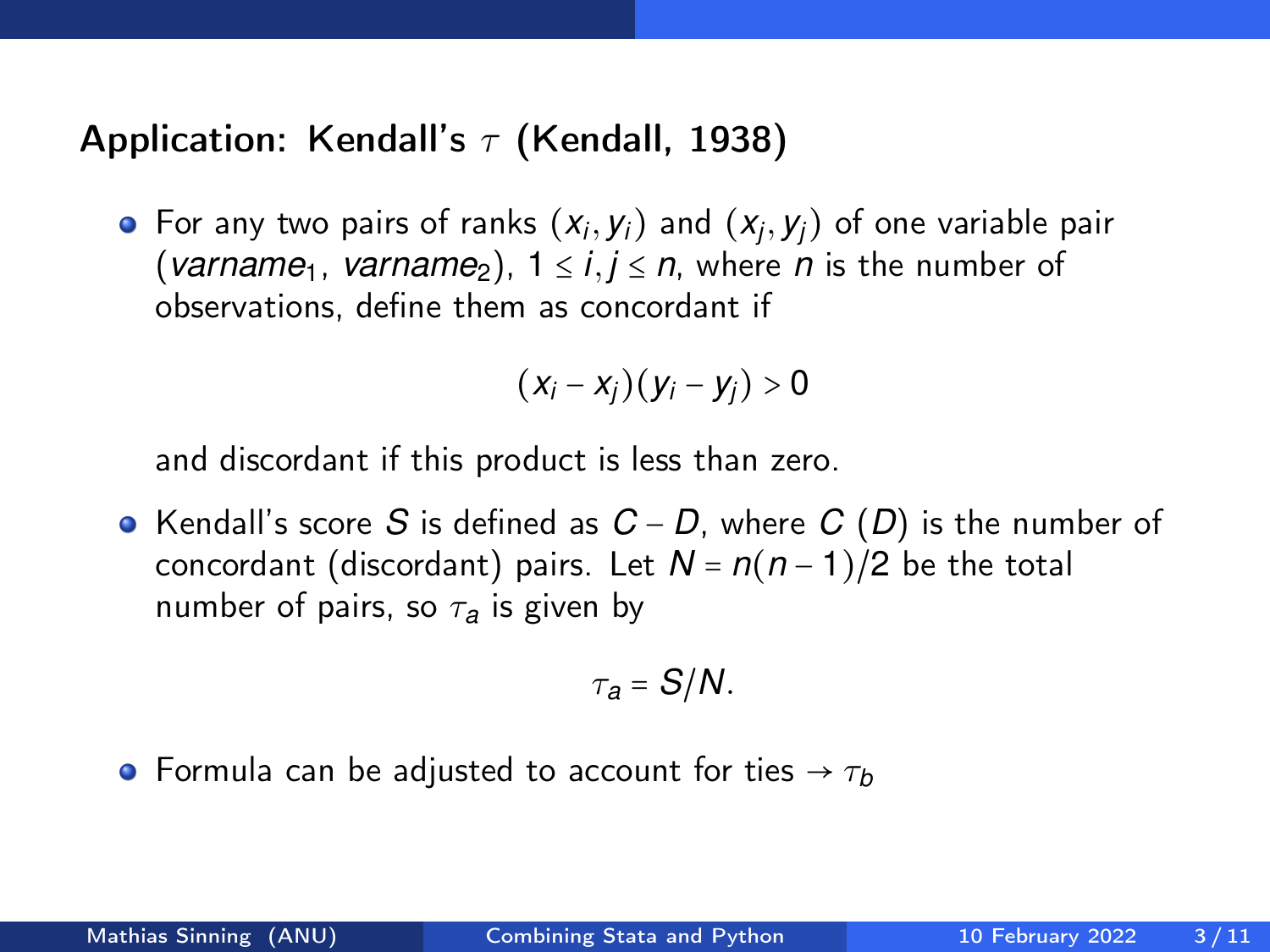## Application: Kendall's $\tau$ (Kendall, 1938)

- For any two pairs of ranks $(x_i, y_i)$ and $(x_j, y_j)$ of one variable pair (*varname*$_1$, *varname*$_2$), $1 \le i, j \le n$, where $n$ is the number of observations, define them as concordant if

$$(x_i - x_j)(y_i - y_j) > 0$$

  and discordant if this product is less than zero.

- Kendall's score $S$ is defined as $C - D$, where $C$ ($D$) is the number of concordant (discordant) pairs. Let $N = n(n-1)/2$ be the total number of pairs, so $\tau_a$ is given by

$$\tau_a = S/N.$$

- Formula can be adjusted to account for ties $\rightarrow \tau_b$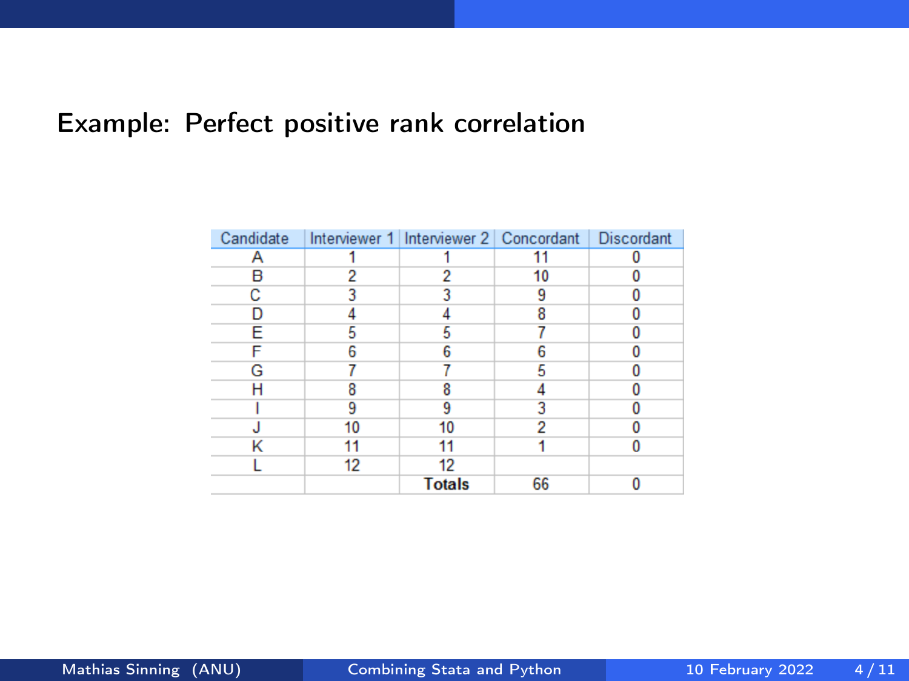## Example: Perfect positive rank correlation

| Candidate | Interviewer 1 | Interviewer 2 | Concordant | Discordant |
|---|---|---|---|---|
| A | 1 | 1 | 11 | 0 |
| B | 2 | 2 | 10 | 0 |
| C | 3 | 3 | 9 | 0 |
| D | 4 | 4 | 8 | 0 |
| E | 5 | 5 | 7 | 0 |
| F | 6 | 6 | 6 | 0 |
| G | 7 | 7 | 5 | 0 |
| H | 8 | 8 | 4 | 0 |
| I | 9 | 9 | 3 | 0 |
| J | 10 | 10 | 2 | 0 |
| K | 11 | 11 | 1 | 0 |
| L | 12 | 12 | | |
| | | **Totals** | 66 | 0 |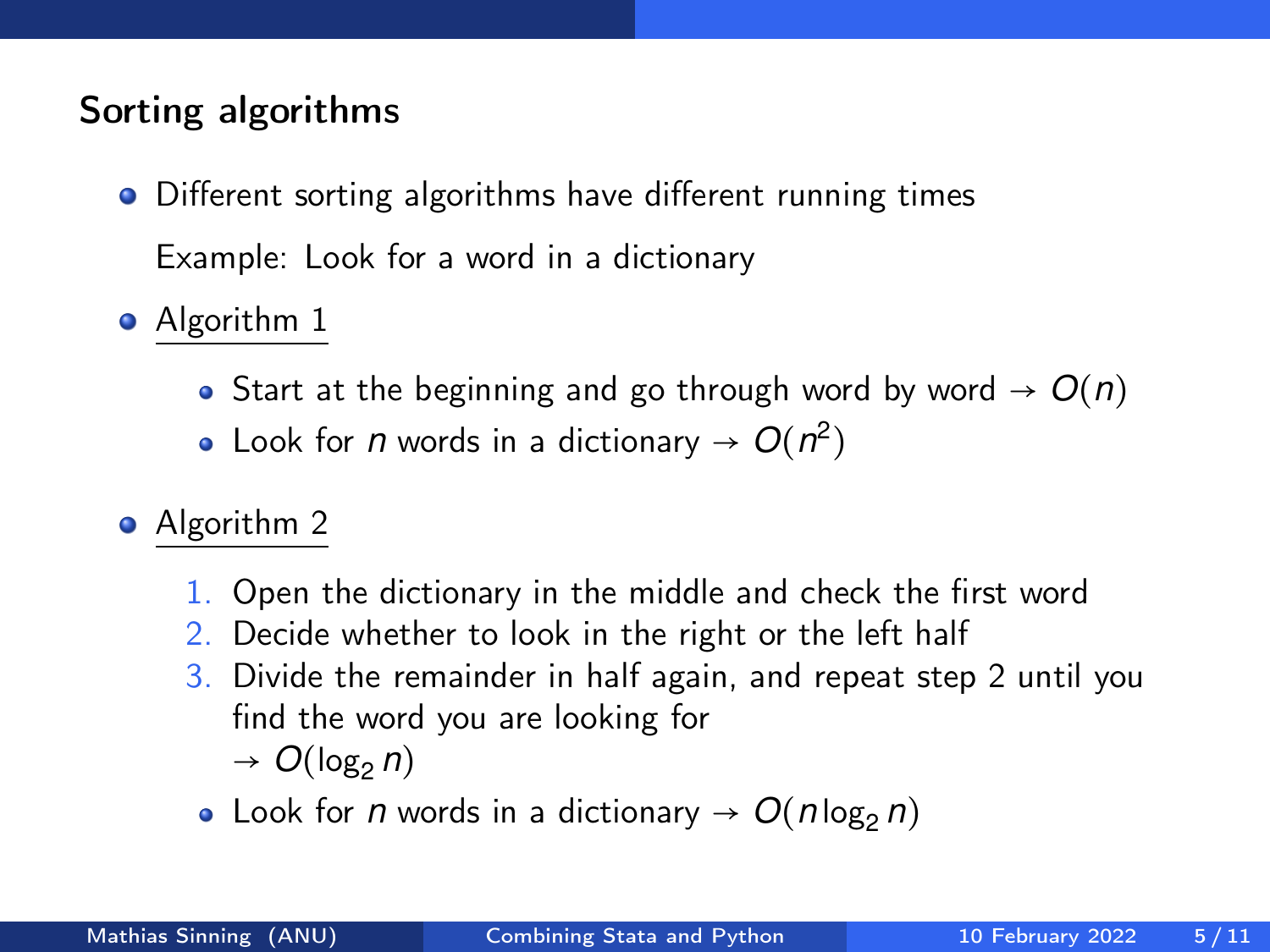## Sorting algorithms

- Different sorting algorithms have different running times

  Example: Look for a word in a dictionary

- Algorithm 1
  - Start at the beginning and go through word by word → $O(n)$
  - Look for $n$ words in a dictionary → $O(n^2)$

- Algorithm 2
  1. Open the dictionary in the middle and check the first word
  2. Decide whether to look in the right or the left half
  3. Divide the remainder in half again, and repeat step 2 until you find the word you are looking for
     → $O(\log_2 n)$

  - Look for $n$ words in a dictionary → $O(n \log_2 n)$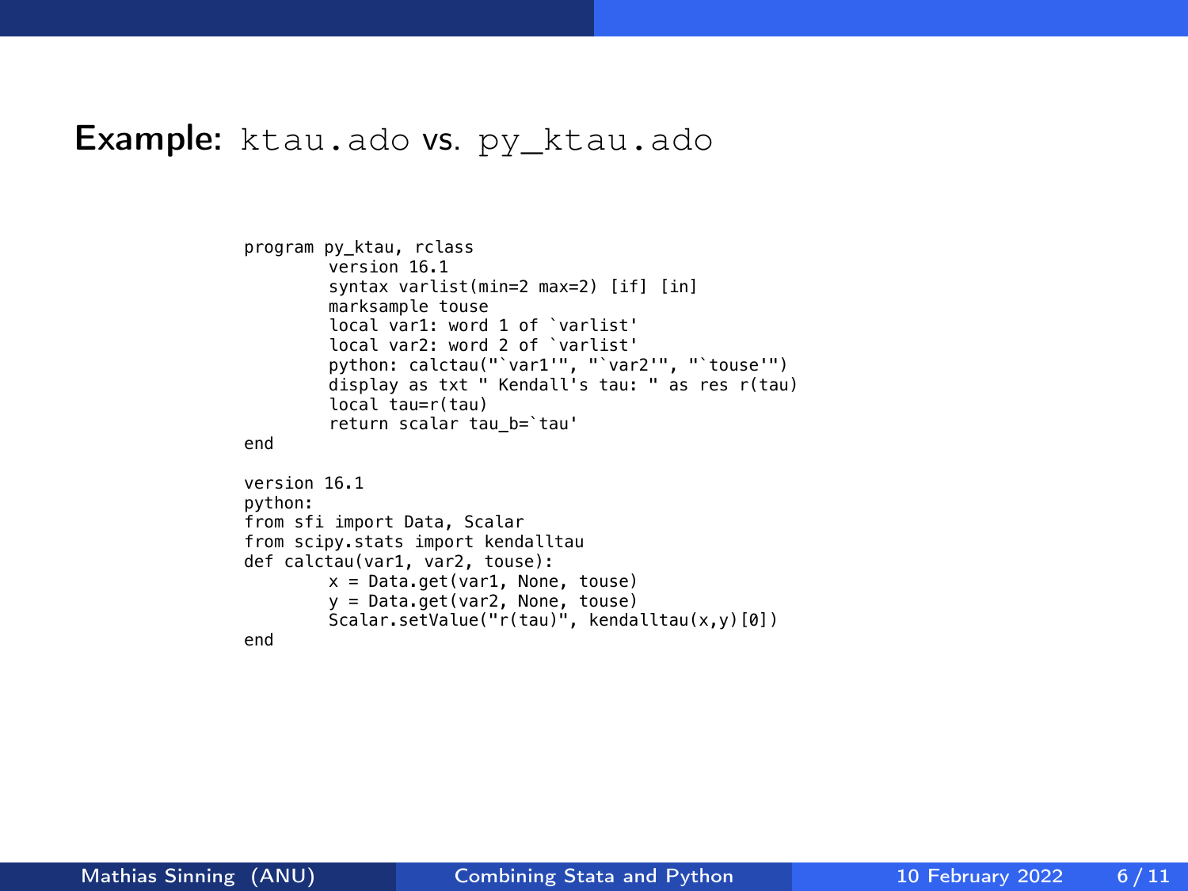## Example: `ktau.ado` vs. `py_ktau.ado`

```
program py_ktau, rclass
        version 16.1
        syntax varlist(min=2 max=2) [if] [in]
        marksample touse
        local var1: word 1 of `varlist'
        local var2: word 2 of `varlist'
        python: calctau("`var1'", "`var2'", "`touse'")
        display as txt " Kendall's tau: " as res r(tau)
        local tau=r(tau)
        return scalar tau_b=`tau'
end

version 16.1
python:
from sfi import Data, Scalar
from scipy.stats import kendalltau
def calctau(var1, var2, touse):
        x = Data.get(var1, None, touse)
        y = Data.get(var2, None, touse)
        Scalar.setValue("r(tau)", kendalltau(x,y)[0])
end
```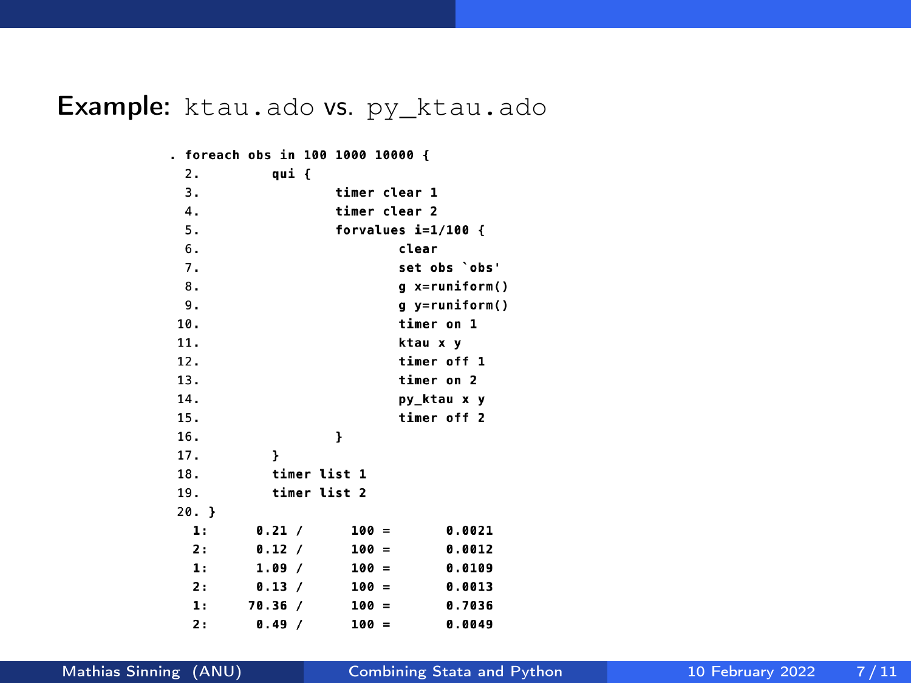## Example: `ktau.ado` vs. `py_ktau.ado`

```
. foreach obs in 100 1000 10000 {
  2.        qui {
  3.                timer clear 1
  4.                timer clear 2
  5.                forvalues i=1/100 {
  6.                        clear
  7.                        set obs `obs'
  8.                        g x=runiform()
  9.                        g y=runiform()
 10.                        timer on 1
 11.                        ktau x y
 12.                        timer off 1
 13.                        timer on 2
 14.                        py_ktau x y
 15.                        timer off 2
 16.                }
 17.        }
 18.        timer list 1
 19.        timer list 2
 20. }
   1:      0.21 /      100 =       0.0021
   2:      0.12 /      100 =       0.0012
   1:      1.09 /      100 =       0.0109
   2:      0.13 /      100 =       0.0013
   1:     70.36 /      100 =       0.7036
   2:      0.49 /      100 =       0.0049
```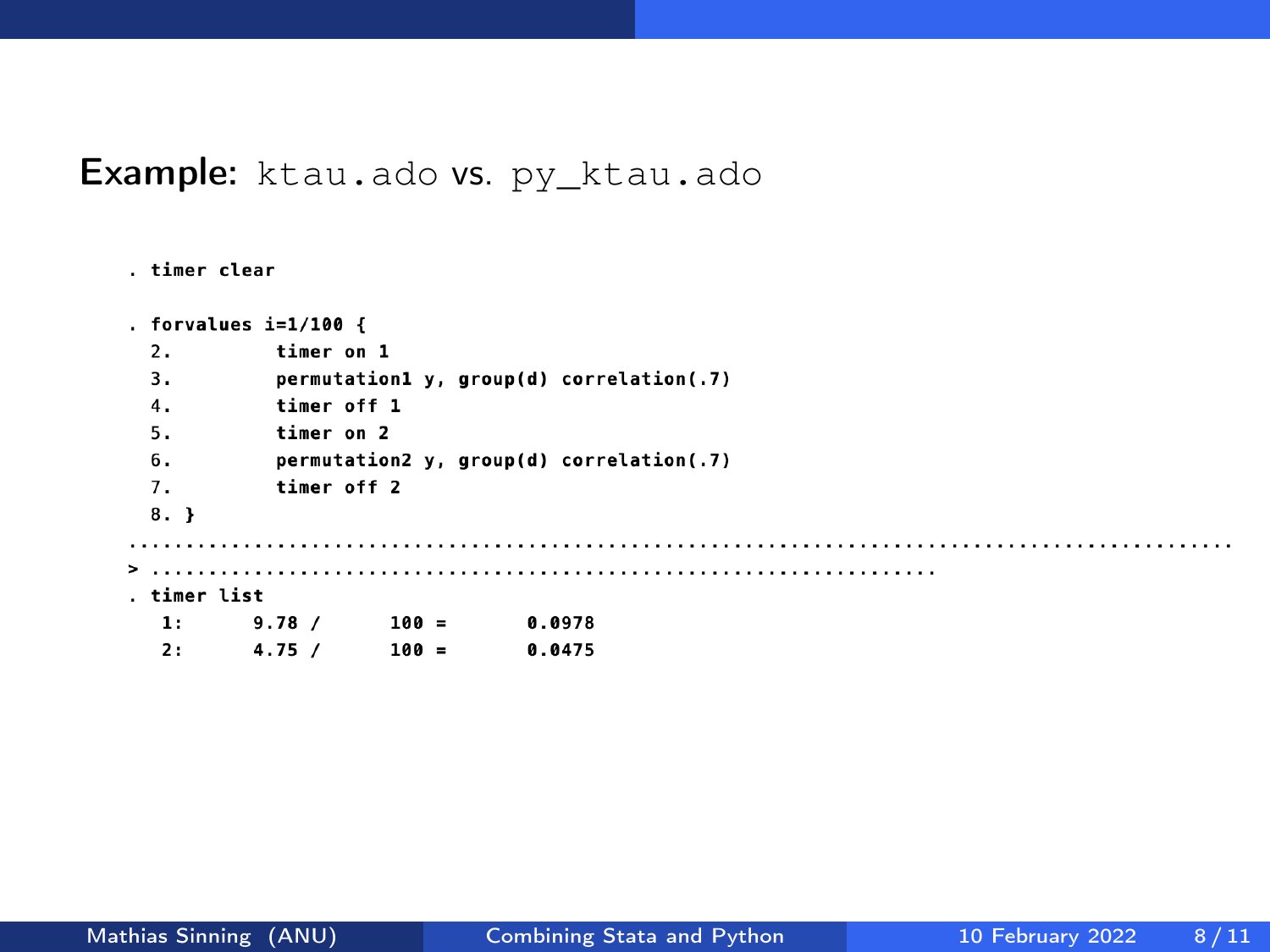## Example: `ktau.ado` vs. `py_ktau.ado`

```
. timer clear

. forvalues i=1/100 {
  2.         timer on 1
  3.         permutation1 y, group(d) correlation(.7)
  4.         timer off 1
  5.         timer on 2
  6.         permutation2 y, group(d) correlation(.7)
  7.         timer off 2
  8. }
..................................................................................................
> .....................................................................
. timer list
   1:      9.78 /      100 =       0.0978
   2:      4.75 /      100 =       0.0475
```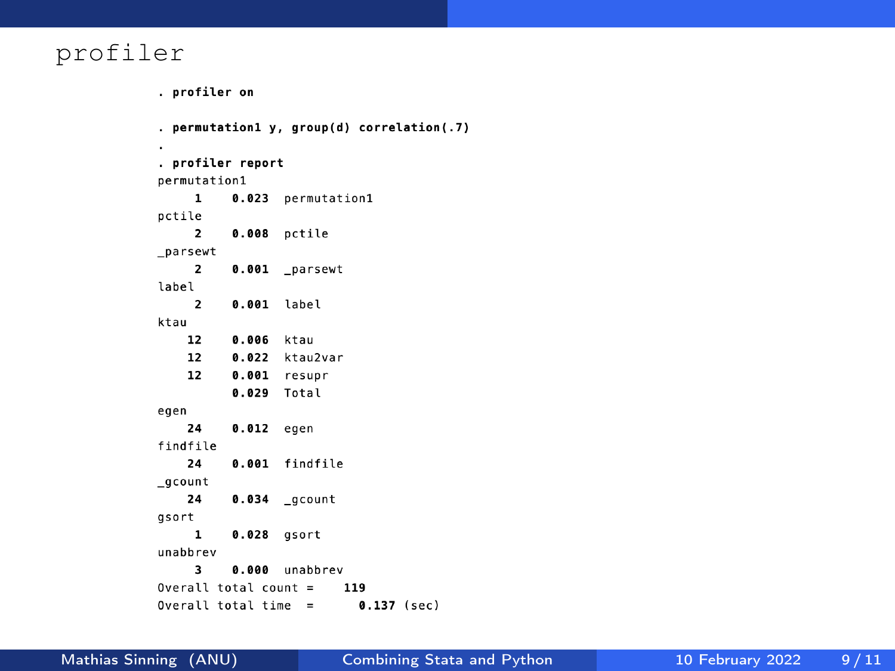# profiler

```
. profiler on

. permutation1 y, group(d) correlation(.7)
.
. profiler report
permutation1
     1    0.023  permutation1
pctile
     2    0.008  pctile
_parsewt
     2    0.001  _parsewt
label
     2    0.001  label
ktau
    12    0.006  ktau
    12    0.022  ktau2var
    12    0.001  resupr
          0.029  Total
egen
    24    0.012  egen
findfile
    24    0.001  findfile
_gcount
    24    0.034  _gcount
gsort
     1    0.028  gsort
unabbrev
     3    0.000  unabbrev
Overall total count =    119
Overall total time  =      0.137 (sec)
```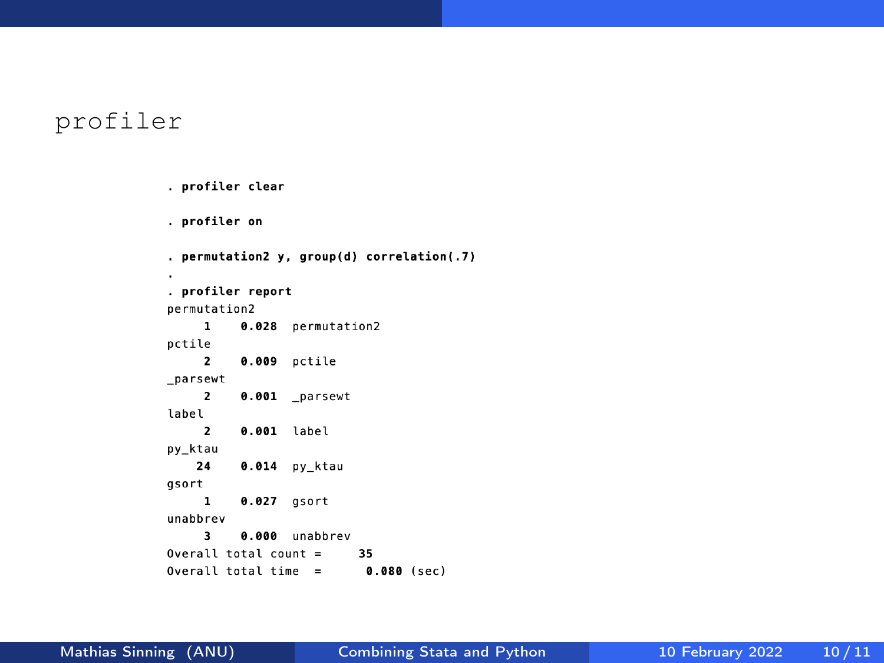# profiler

```
. profiler clear

. profiler on

. permutation2 y, group(d) correlation(.7)
.
. profiler report
permutation2
     1    0.028  permutation2
pctile
     2    0.009  pctile
_parsewt
     2    0.001  _parsewt
label
     2    0.001  label
py_ktau
    24    0.014  py_ktau
gsort
     1    0.027  gsort
unabbrev
     3    0.000  unabbrev
Overall total count =     35
Overall total time  =      0.080 (sec)
```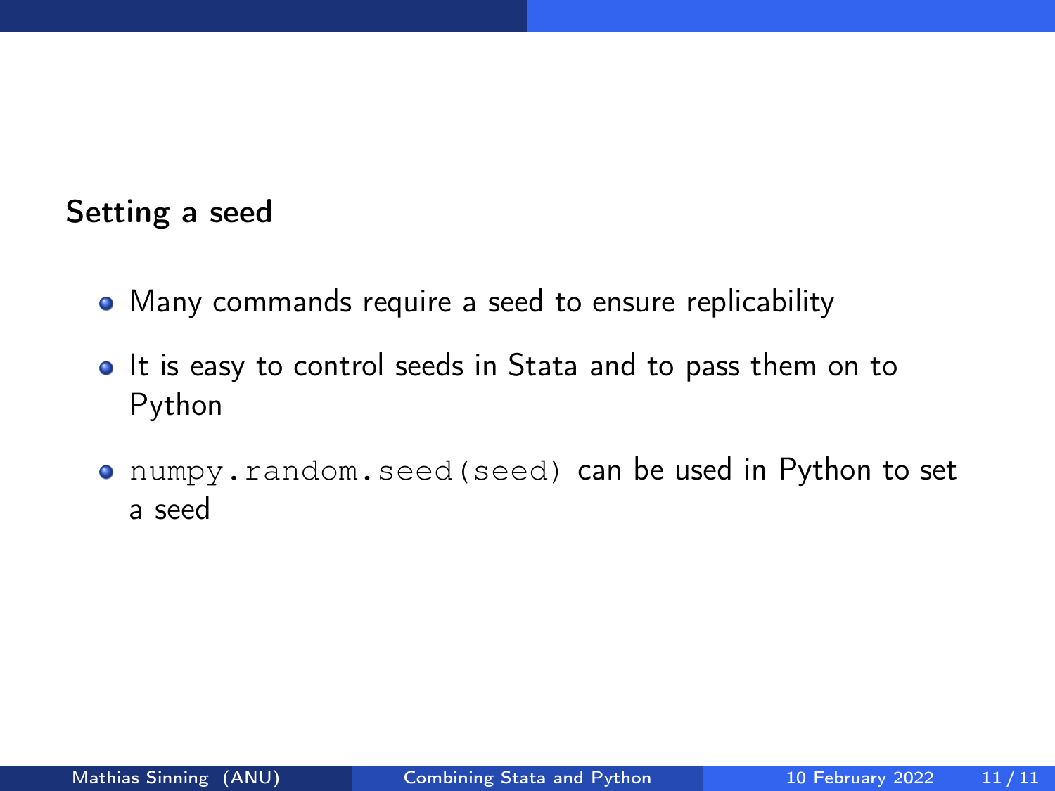## Setting a seed

- Many commands require a seed to ensure replicability
- It is easy to control seeds in Stata and to pass them on to Python
- `numpy.random.seed(seed)` can be used in Python to set a seed